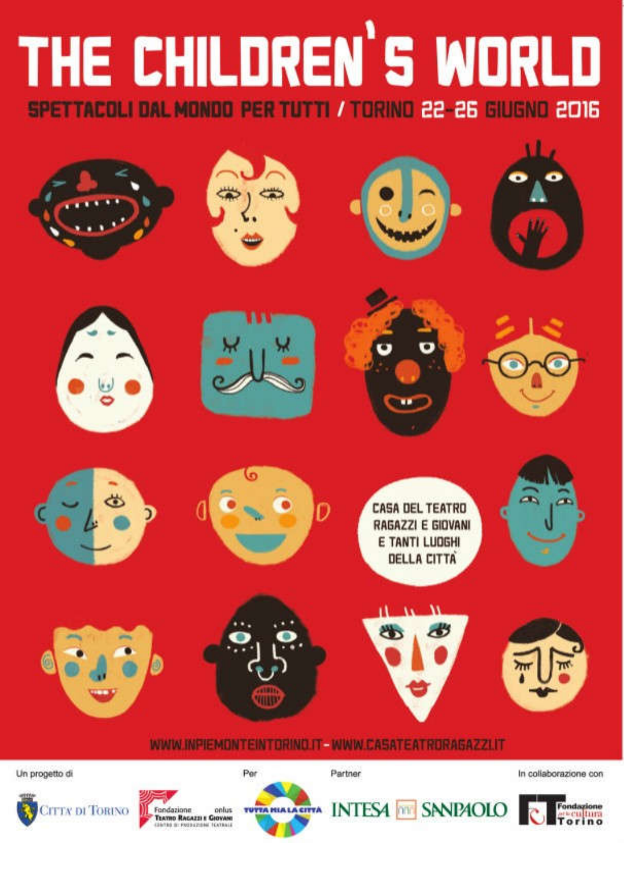# THE CHILDREN'S WORLD

## SPETTACOLI DAL MONDO PER TUTTI / TORINO 22-26 GIUGNO 2016

CASA DEL TEATRO RAGAZZI E GIOVANI E TANTI LUOGHI DELLA CITTÀ

WWW.INPIEMONTEINTORINO.IT - WWW.CASATEATRORAGAZZI.IT

Un progetto di

Città di Torino

Fondazione Teatro Ragazzi e Giovani onlus – Centro di Produzione Teatrale

Per

Tutta mia la città

Partner

INTESA SANPAOLO

In collaborazione con

Fondazione per la cultura Torino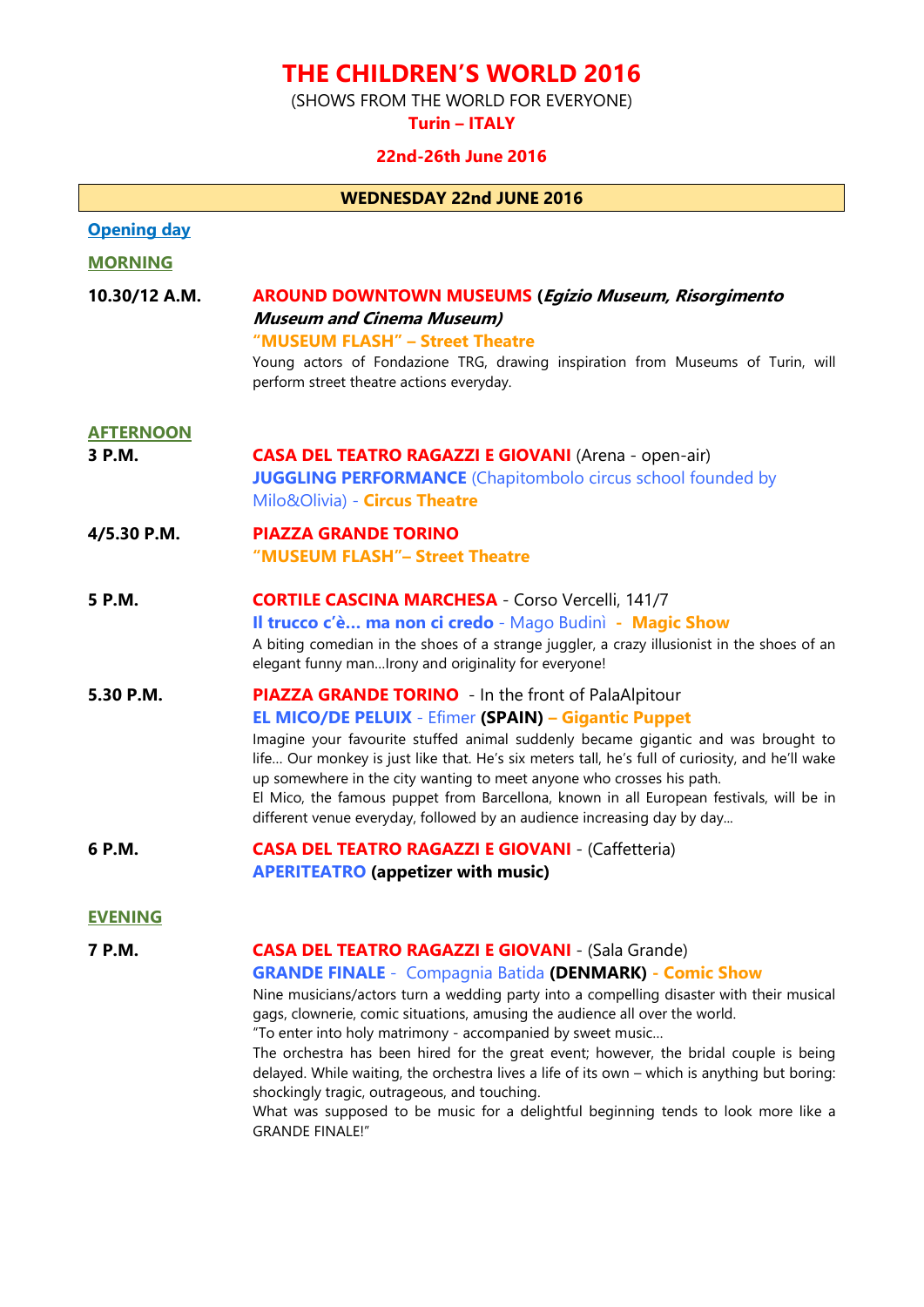# THE CHILDREN'S WORLD 2016

(SHOWS FROM THE WORLD FOR EVERYONE)

**Turin – ITALY**

**22nd-26th June 2016**

## WEDNESDAY 22nd JUNE 2016

**Opening day**

### MORNING

**10.30/12 A.M.**

**AROUND DOWNTOWN MUSEUMS (*Egizio Museum, Risorgimento Museum and Cinema Museum)***

**"MUSEUM FLASH" – Street Theatre**

Young actors of Fondazione TRG, drawing inspiration from Museums of Turin, will perform street theatre actions everyday.

### AFTERNOON

**3 P.M.**

**CASA DEL TEATRO RAGAZZI E GIOVANI** (Arena - open-air)

**JUGGLING PERFORMANCE** (Chapitombolo circus school founded by Milo&Olivia) - **Circus Theatre**

**4/5.30 P.M.**

**PIAZZA GRANDE TORINO**

**"MUSEUM FLASH"– Street Theatre**

**5 P.M.**

**CORTILE CASCINA MARCHESA** - Corso Vercelli, 141/7

**Il trucco c'è... ma non ci credo** - Mago Budinì - **Magic Show**

A biting comedian in the shoes of a strange juggler, a crazy illusionist in the shoes of an elegant funny man...Irony and originality for everyone!

**5.30 P.M.**

**PIAZZA GRANDE TORINO** - In the front of PalaAlpitour

**EL MICO/DE PELUIX** - Efimer **(SPAIN)** – **Gigantic Puppet**

Imagine your favourite stuffed animal suddenly became gigantic and was brought to life... Our monkey is just like that. He's six meters tall, he's full of curiosity, and he'll wake up somewhere in the city wanting to meet anyone who crosses his path.

El Mico, the famous puppet from Barcellona, known in all European festivals, will be in different venue everyday, followed by an audience increasing day by day...

**6 P.M.**

**CASA DEL TEATRO RAGAZZI E GIOVANI** - (Caffetteria)

**APERITEATRO (appetizer with music)**

### EVENING

**7 P.M.**

**CASA DEL TEATRO RAGAZZI E GIOVANI** - (Sala Grande)

**GRANDE FINALE** - Compagnia Batida **(DENMARK)** - **Comic Show**

Nine musicians/actors turn a wedding party into a compelling disaster with their musical gags, clownerie, comic situations, amusing the audience all over the world.

"To enter into holy matrimony - accompanied by sweet music...

The orchestra has been hired for the great event; however, the bridal couple is being delayed. While waiting, the orchestra lives a life of its own – which is anything but boring: shockingly tragic, outrageous, and touching.

What was supposed to be music for a delightful beginning tends to look more like a GRANDE FINALE!"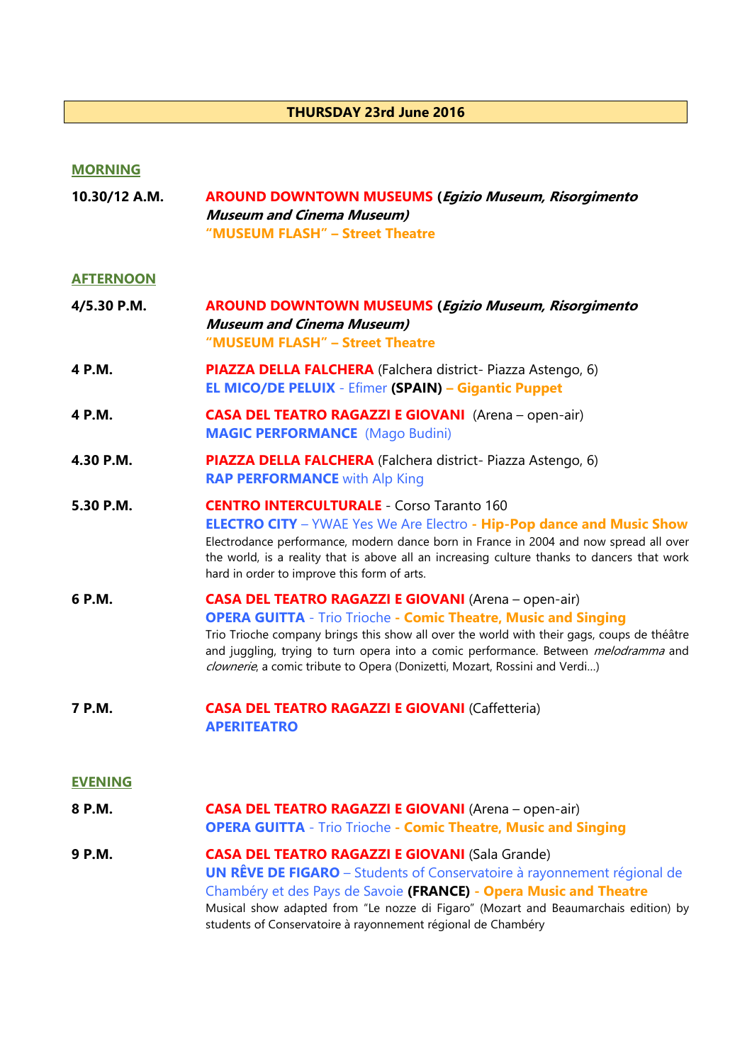## THURSDAY 23rd June 2016

### MORNING

**10.30/12 A.M.** **AROUND DOWNTOWN MUSEUMS (*Egizio Museum, Risorgimento Museum and Cinema Museum)***
**"MUSEUM FLASH" – Street Theatre**

### AFTERNOON

**4/5.30 P.M.** **AROUND DOWNTOWN MUSEUMS (*Egizio Museum, Risorgimento Museum and Cinema Museum)***
**"MUSEUM FLASH" – Street Theatre**

**4 P.M.** **PIAZZA DELLA FALCHERA** (Falchera district- Piazza Astengo, 6)
**EL MICO/DE PELUIX** - Efimer **(SPAIN)** **– Gigantic Puppet**

**4 P.M.** **CASA DEL TEATRO RAGAZZI E GIOVANI** (Arena – open-air)
**MAGIC PERFORMANCE** (Mago Budini)

**4.30 P.M.** **PIAZZA DELLA FALCHERA** (Falchera district- Piazza Astengo, 6)
**RAP PERFORMANCE** with Alp King

**5.30 P.M.** **CENTRO INTERCULTURALE** - Corso Taranto 160
**ELECTRO CITY** – YWAE Yes We Are Electro **- Hip-Pop dance and Music Show**
Electrodance performance, modern dance born in France in 2004 and now spread all over the world, is a reality that is above all an increasing culture thanks to dancers that work hard in order to improve this form of arts.

**6 P.M.** **CASA DEL TEATRO RAGAZZI E GIOVANI** (Arena – open-air)
**OPERA GUITTA** - Trio Trioche **- Comic Theatre, Music and Singing**
Trio Trioche company brings this show all over the world with their gags, coups de théâtre and juggling, trying to turn opera into a comic performance. Between *melodramma* and *clownerie*, a comic tribute to Opera (Donizetti, Mozart, Rossini and Verdi…)

**7 P.M.** **CASA DEL TEATRO RAGAZZI E GIOVANI** (Caffetteria)
**APERITEATRO**

### EVENING

**8 P.M.** **CASA DEL TEATRO RAGAZZI E GIOVANI** (Arena – open-air)
**OPERA GUITTA** - Trio Trioche **- Comic Theatre, Music and Singing**

**9 P.M.** **CASA DEL TEATRO RAGAZZI E GIOVANI** (Sala Grande)
**UN RÊVE DE FIGARO** – Students of Conservatoire à rayonnement régional de Chambéry et des Pays de Savoie **(FRANCE)** **- Opera Music and Theatre**
Musical show adapted from "Le nozze di Figaro" (Mozart and Beaumarchais edition) by students of Conservatoire à rayonnement régional de Chambéry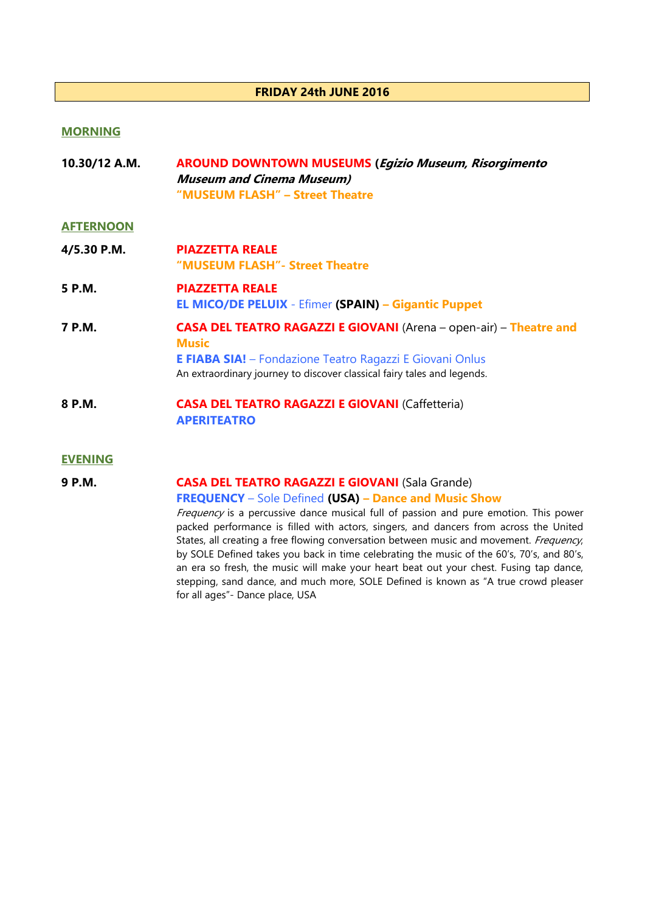# FRIDAY 24th JUNE 2016

## MORNING

**10.30/12 A.M.** **AROUND DOWNTOWN MUSEUMS (*Egizio Museum, Risorgimento Museum and Cinema Museum)***
**"MUSEUM FLASH" – Street Theatre**

## AFTERNOON

**4/5.30 P.M.** **PIAZZETTA REALE**
**"MUSEUM FLASH"- Street Theatre**

**5 P.M.** **PIAZZETTA REALE**
**EL MICO/DE PELUIX** - Efimer **(SPAIN)** **– Gigantic Puppet**

**7 P.M.** **CASA DEL TEATRO RAGAZZI E GIOVANI** (Arena – open-air) – **Theatre and Music**
**E FIABA SIA!** – Fondazione Teatro Ragazzi E Giovani Onlus
An extraordinary journey to discover classical fairy tales and legends.

**8 P.M.** **CASA DEL TEATRO RAGAZZI E GIOVANI** (Caffetteria)
**APERITEATRO**

## EVENING

**9 P.M.** **CASA DEL TEATRO RAGAZZI E GIOVANI** (Sala Grande)
**FREQUENCY** – Sole Defined **(USA)** **– Dance and Music Show**
*Frequency* is a percussive dance musical full of passion and pure emotion. This power packed performance is filled with actors, singers, and dancers from across the United States, all creating a free flowing conversation between music and movement. *Frequency,* by SOLE Defined takes you back in time celebrating the music of the 60's, 70's, and 80's, an era so fresh, the music will make your heart beat out your chest. Fusing tap dance, stepping, sand dance, and much more, SOLE Defined is known as "A true crowd pleaser for all ages"- Dance place, USA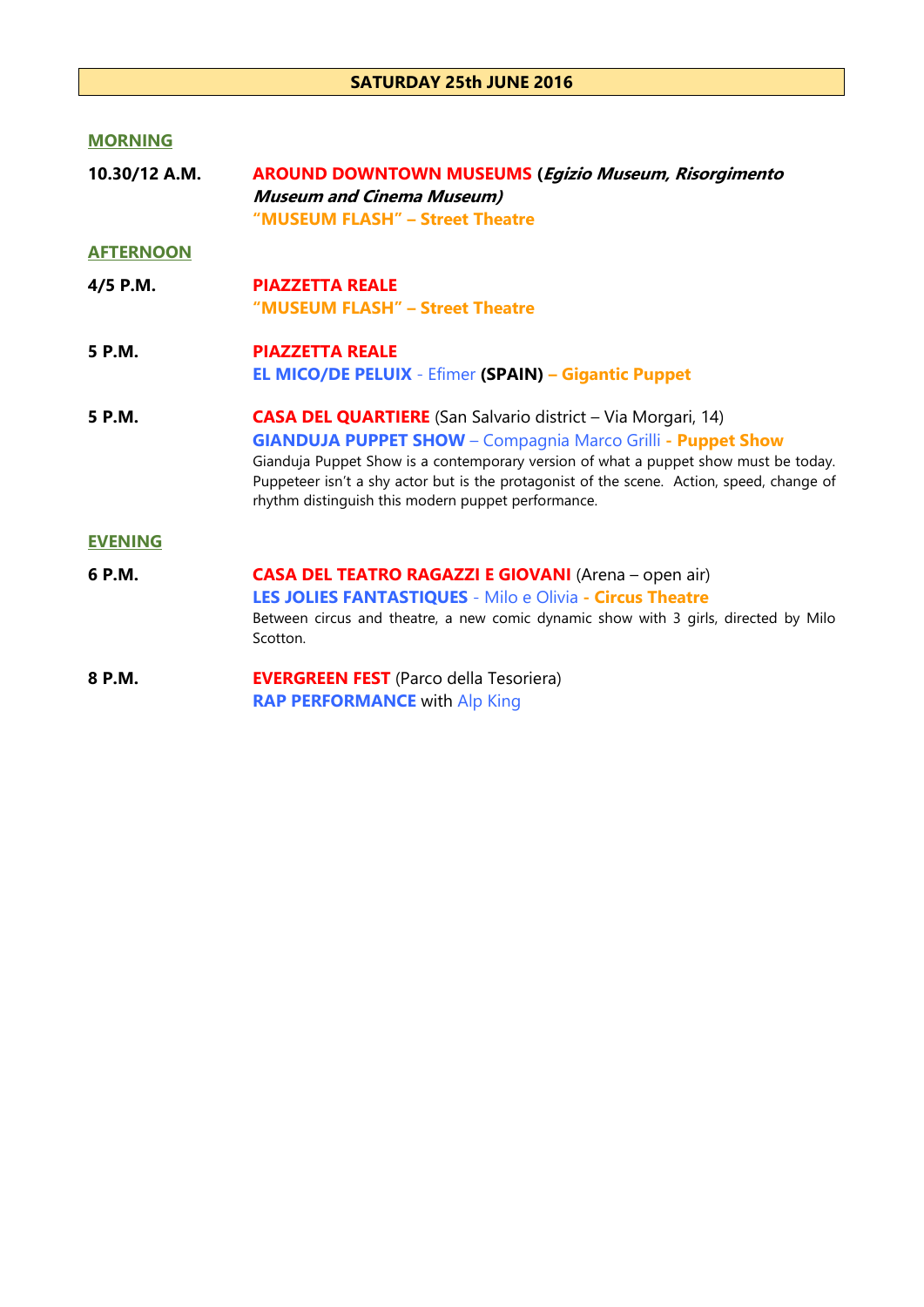# SATURDAY 25th JUNE 2016

## MORNING

**10.30/12 A.M.** **AROUND DOWNTOWN MUSEUMS (*Egizio Museum, Risorgimento Museum and Cinema Museum)***
**"MUSEUM FLASH" – Street Theatre**

## AFTERNOON

**4/5 P.M.** **PIAZZETTA REALE**
**"MUSEUM FLASH" – Street Theatre**

**5 P.M.** **PIAZZETTA REALE**
**EL MICO/DE PELUIX** - Efimer **(SPAIN)** – **Gigantic Puppet**

**5 P.M.** **CASA DEL QUARTIERE** (San Salvario district – Via Morgari, 14)
**GIANDUJA PUPPET SHOW** – Compagnia Marco Grilli - **Puppet Show**
Gianduja Puppet Show is a contemporary version of what a puppet show must be today. Puppeteer isn't a shy actor but is the protagonist of the scene. Action, speed, change of rhythm distinguish this modern puppet performance.

## EVENING

**6 P.M.** **CASA DEL TEATRO RAGAZZI E GIOVANI** (Arena – open air)
**LES JOLIES FANTASTIQUES** - Milo e Olivia - **Circus Theatre**
Between circus and theatre, a new comic dynamic show with 3 girls, directed by Milo Scotton.

**8 P.M.** **EVERGREEN FEST** (Parco della Tesoriera)
**RAP PERFORMANCE** with Alp King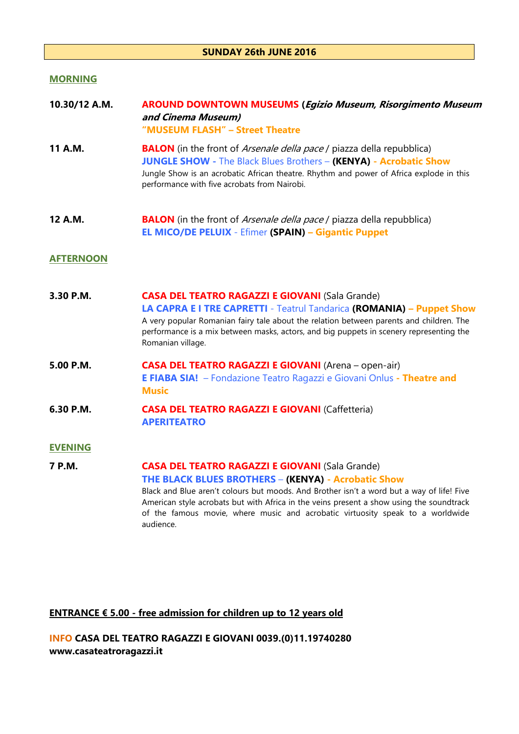## SUNDAY 26th JUNE 2016

**MORNING**

**10.30/12 A.M.** **AROUND DOWNTOWN MUSEUMS (*Egizio Museum, Risorgimento Museum and Cinema Museum)***
**"MUSEUM FLASH" – Street Theatre**

**11 A.M.** **BALON** (in the front of *Arsenale della pace* / piazza della repubblica)
**JUNGLE SHOW -** The Black Blues Brothers – **(KENYA)** **- Acrobatic Show**
Jungle Show is an acrobatic African theatre. Rhythm and power of Africa explode in this performance with five acrobats from Nairobi.

**12 A.M.** **BALON** (in the front of *Arsenale della pace* / piazza della repubblica)
**EL MICO/DE PELUIX** - Efimer **(SPAIN)** **– Gigantic Puppet**

**AFTERNOON**

**3.30 P.M.** **CASA DEL TEATRO RAGAZZI E GIOVANI** (Sala Grande)
**LA CAPRA E I TRE CAPRETTI** - Teatrul Tandarica **(ROMANIA)** **– Puppet Show**
A very popular Romanian fairy tale about the relation between parents and children. The performance is a mix between masks, actors, and big puppets in scenery representing the Romanian village.

**5.00 P.M.** **CASA DEL TEATRO RAGAZZI E GIOVANI** (Arena – open-air)
**E FIABA SIA!** – Fondazione Teatro Ragazzi e Giovani Onlus **- Theatre and Music**

**6.30 P.M.** **CASA DEL TEATRO RAGAZZI E GIOVANI** (Caffetteria)
**APERITEATRO**

**EVENING**

**7 P.M.** **CASA DEL TEATRO RAGAZZI E GIOVANI** (Sala Grande)
**THE BLACK BLUES BROTHERS** – **(KENYA)** **- Acrobatic Show**
Black and Blue aren't colours but moods. And Brother isn't a word but a way of life! Five American style acrobats but with Africa in the veins present a show using the soundtrack of the famous movie, where music and acrobatic virtuosity speak to a worldwide audience.

**ENTRANCE € 5.00 - free admission for children up to 12 years old**

**INFO CASA DEL TEATRO RAGAZZI E GIOVANI 0039.(0)11.19740280**
**www.casateatroragazzi.it**